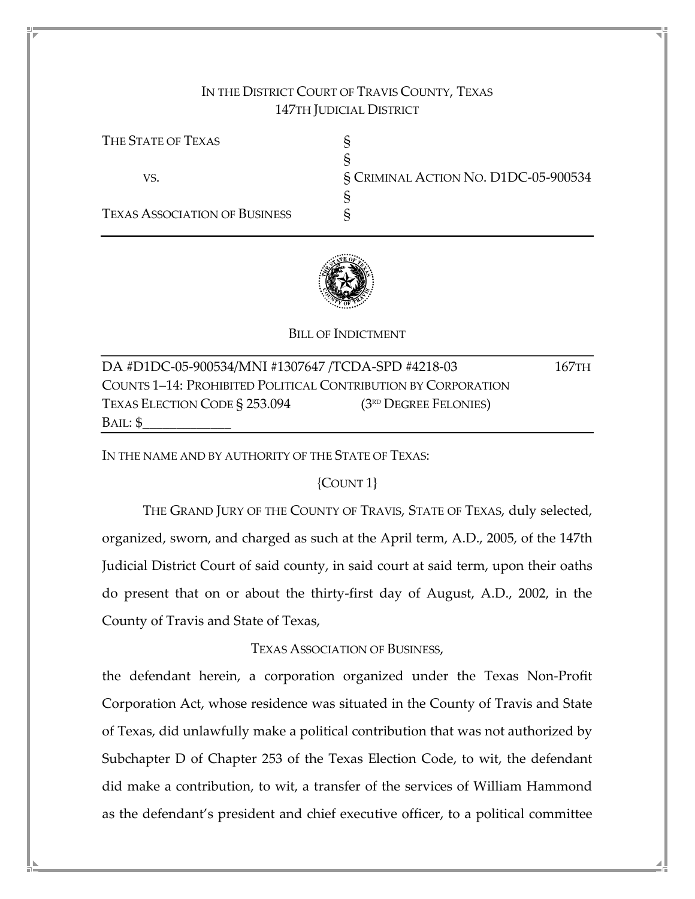IN THE DISTRICT COURT OF TRAVIS COUNTY, TEXAS
147TH JUDICIAL DISTRICT

| | | |
|---|---|---|
| THE STATE OF TEXAS | § | |
| | § | |
| VS. | § | CRIMINAL ACTION NO. D1DC-05-900534 |
| | § | |
| TEXAS ASSOCIATION OF BUSINESS | § | |

BILL OF INDICTMENT

DA #D1DC-05-900534/MNI #1307647 /TCDA-SPD #4218-03 167TH
COUNTS 1–14: PROHIBITED POLITICAL CONTRIBUTION BY CORPORATION
TEXAS ELECTION CODE § 253.094 (3RD DEGREE FELONIES)
BAIL: $_____________

IN THE NAME AND BY AUTHORITY OF THE STATE OF TEXAS:

{COUNT 1}

THE GRAND JURY OF THE COUNTY OF TRAVIS, STATE OF TEXAS, duly selected, organized, sworn, and charged as such at the April term, A.D., 2005, of the 147th Judicial District Court of said county, in said court at said term, upon their oaths do present that on or about the thirty-first day of August, A.D., 2002, in the County of Travis and State of Texas,

TEXAS ASSOCIATION OF BUSINESS,

the defendant herein, a corporation organized under the Texas Non-Profit Corporation Act, whose residence was situated in the County of Travis and State of Texas, did unlawfully make a political contribution that was not authorized by Subchapter D of Chapter 253 of the Texas Election Code, to wit, the defendant did make a contribution, to wit, a transfer of the services of William Hammond as the defendant's president and chief executive officer, to a political committee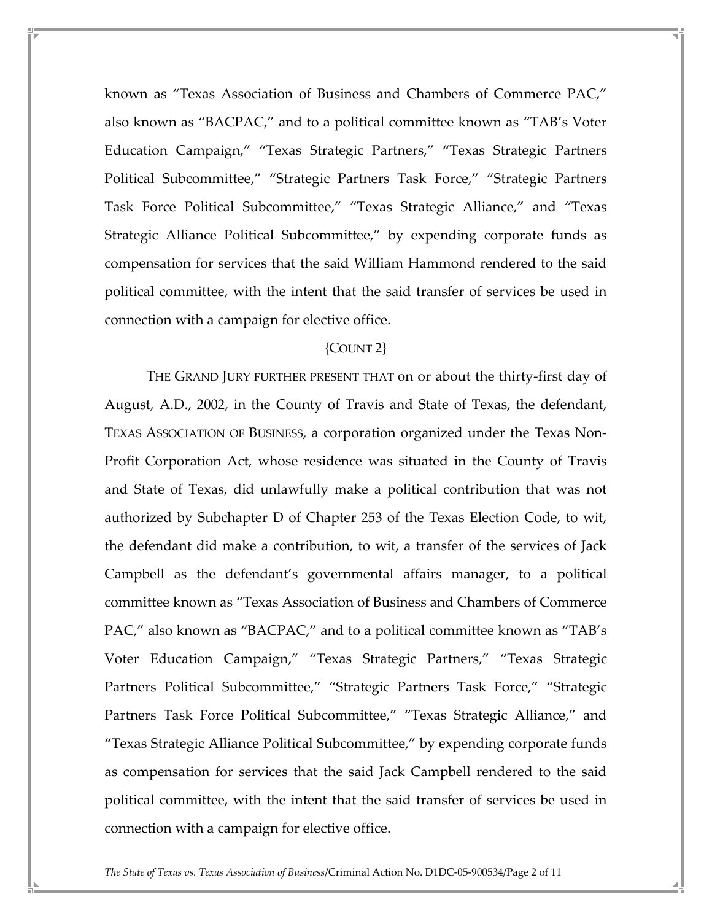known as "Texas Association of Business and Chambers of Commerce PAC," also known as "BACPAC," and to a political committee known as "TAB's Voter Education Campaign," "Texas Strategic Partners," "Texas Strategic Partners Political Subcommittee," "Strategic Partners Task Force," "Strategic Partners Task Force Political Subcommittee," "Texas Strategic Alliance," and "Texas Strategic Alliance Political Subcommittee," by expending corporate funds as compensation for services that the said William Hammond rendered to the said political committee, with the intent that the said transfer of services be used in connection with a campaign for elective office.

{COUNT 2}

THE GRAND JURY FURTHER PRESENT THAT on or about the thirty-first day of August, A.D., 2002, in the County of Travis and State of Texas, the defendant, TEXAS ASSOCIATION OF BUSINESS, a corporation organized under the Texas Non-Profit Corporation Act, whose residence was situated in the County of Travis and State of Texas, did unlawfully make a political contribution that was not authorized by Subchapter D of Chapter 253 of the Texas Election Code, to wit, the defendant did make a contribution, to wit, a transfer of the services of Jack Campbell as the defendant's governmental affairs manager, to a political committee known as "Texas Association of Business and Chambers of Commerce PAC," also known as "BACPAC," and to a political committee known as "TAB's Voter Education Campaign," "Texas Strategic Partners," "Texas Strategic Partners Political Subcommittee," "Strategic Partners Task Force," "Strategic Partners Task Force Political Subcommittee," "Texas Strategic Alliance," and "Texas Strategic Alliance Political Subcommittee," by expending corporate funds as compensation for services that the said Jack Campbell rendered to the said political committee, with the intent that the said transfer of services be used in connection with a campaign for elective office.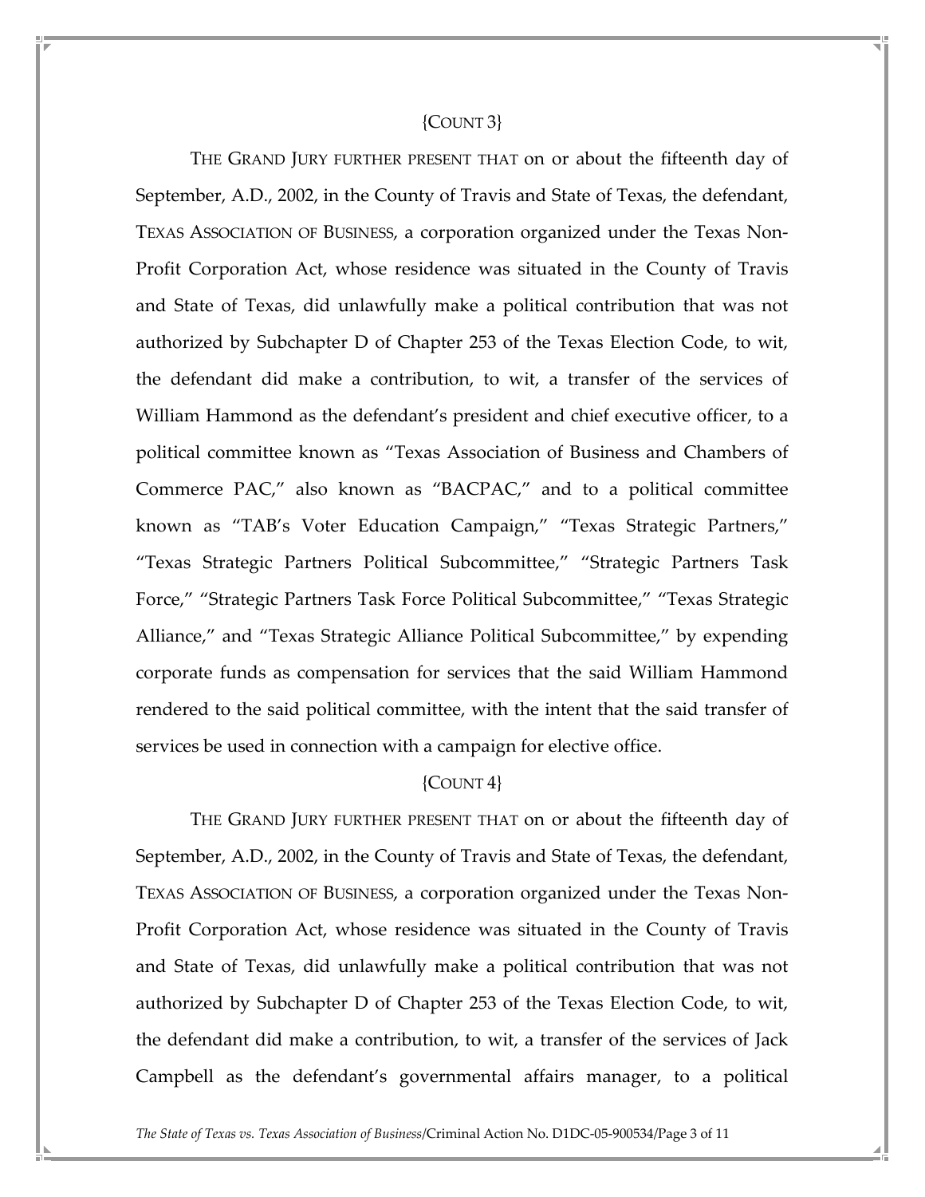{COUNT 3}

THE GRAND JURY FURTHER PRESENT THAT on or about the fifteenth day of September, A.D., 2002, in the County of Travis and State of Texas, the defendant, TEXAS ASSOCIATION OF BUSINESS, a corporation organized under the Texas Non-Profit Corporation Act, whose residence was situated in the County of Travis and State of Texas, did unlawfully make a political contribution that was not authorized by Subchapter D of Chapter 253 of the Texas Election Code, to wit, the defendant did make a contribution, to wit, a transfer of the services of William Hammond as the defendant's president and chief executive officer, to a political committee known as "Texas Association of Business and Chambers of Commerce PAC," also known as "BACPAC," and to a political committee known as "TAB's Voter Education Campaign," "Texas Strategic Partners," "Texas Strategic Partners Political Subcommittee," "Strategic Partners Task Force," "Strategic Partners Task Force Political Subcommittee," "Texas Strategic Alliance," and "Texas Strategic Alliance Political Subcommittee," by expending corporate funds as compensation for services that the said William Hammond rendered to the said political committee, with the intent that the said transfer of services be used in connection with a campaign for elective office.

{COUNT 4}

THE GRAND JURY FURTHER PRESENT THAT on or about the fifteenth day of September, A.D., 2002, in the County of Travis and State of Texas, the defendant, TEXAS ASSOCIATION OF BUSINESS, a corporation organized under the Texas Non-Profit Corporation Act, whose residence was situated in the County of Travis and State of Texas, did unlawfully make a political contribution that was not authorized by Subchapter D of Chapter 253 of the Texas Election Code, to wit, the defendant did make a contribution, to wit, a transfer of the services of Jack Campbell as the defendant's governmental affairs manager, to a political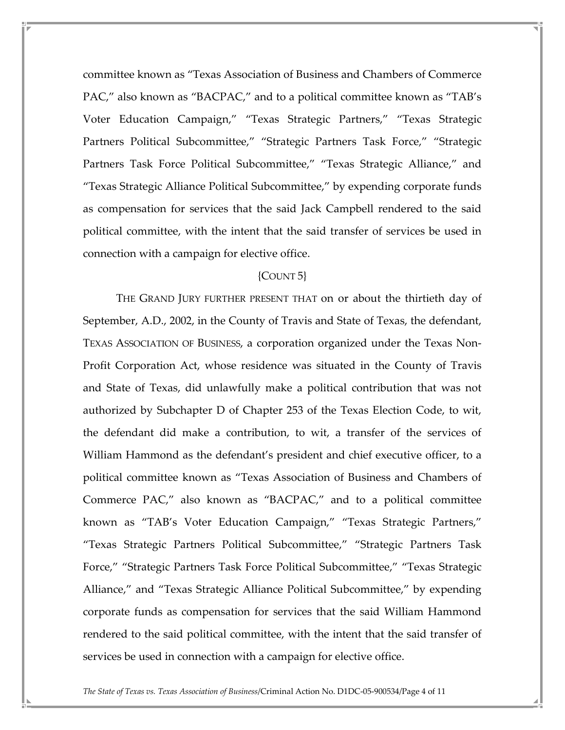committee known as "Texas Association of Business and Chambers of Commerce PAC," also known as "BACPAC," and to a political committee known as "TAB's Voter Education Campaign," "Texas Strategic Partners," "Texas Strategic Partners Political Subcommittee," "Strategic Partners Task Force," "Strategic Partners Task Force Political Subcommittee," "Texas Strategic Alliance," and "Texas Strategic Alliance Political Subcommittee," by expending corporate funds as compensation for services that the said Jack Campbell rendered to the said political committee, with the intent that the said transfer of services be used in connection with a campaign for elective office.

{COUNT 5}

THE GRAND JURY FURTHER PRESENT THAT on or about the thirtieth day of September, A.D., 2002, in the County of Travis and State of Texas, the defendant, TEXAS ASSOCIATION OF BUSINESS, a corporation organized under the Texas Non-Profit Corporation Act, whose residence was situated in the County of Travis and State of Texas, did unlawfully make a political contribution that was not authorized by Subchapter D of Chapter 253 of the Texas Election Code, to wit, the defendant did make a contribution, to wit, a transfer of the services of William Hammond as the defendant's president and chief executive officer, to a political committee known as "Texas Association of Business and Chambers of Commerce PAC," also known as "BACPAC," and to a political committee known as "TAB's Voter Education Campaign," "Texas Strategic Partners," "Texas Strategic Partners Political Subcommittee," "Strategic Partners Task Force," "Strategic Partners Task Force Political Subcommittee," "Texas Strategic Alliance," and "Texas Strategic Alliance Political Subcommittee," by expending corporate funds as compensation for services that the said William Hammond rendered to the said political committee, with the intent that the said transfer of services be used in connection with a campaign for elective office.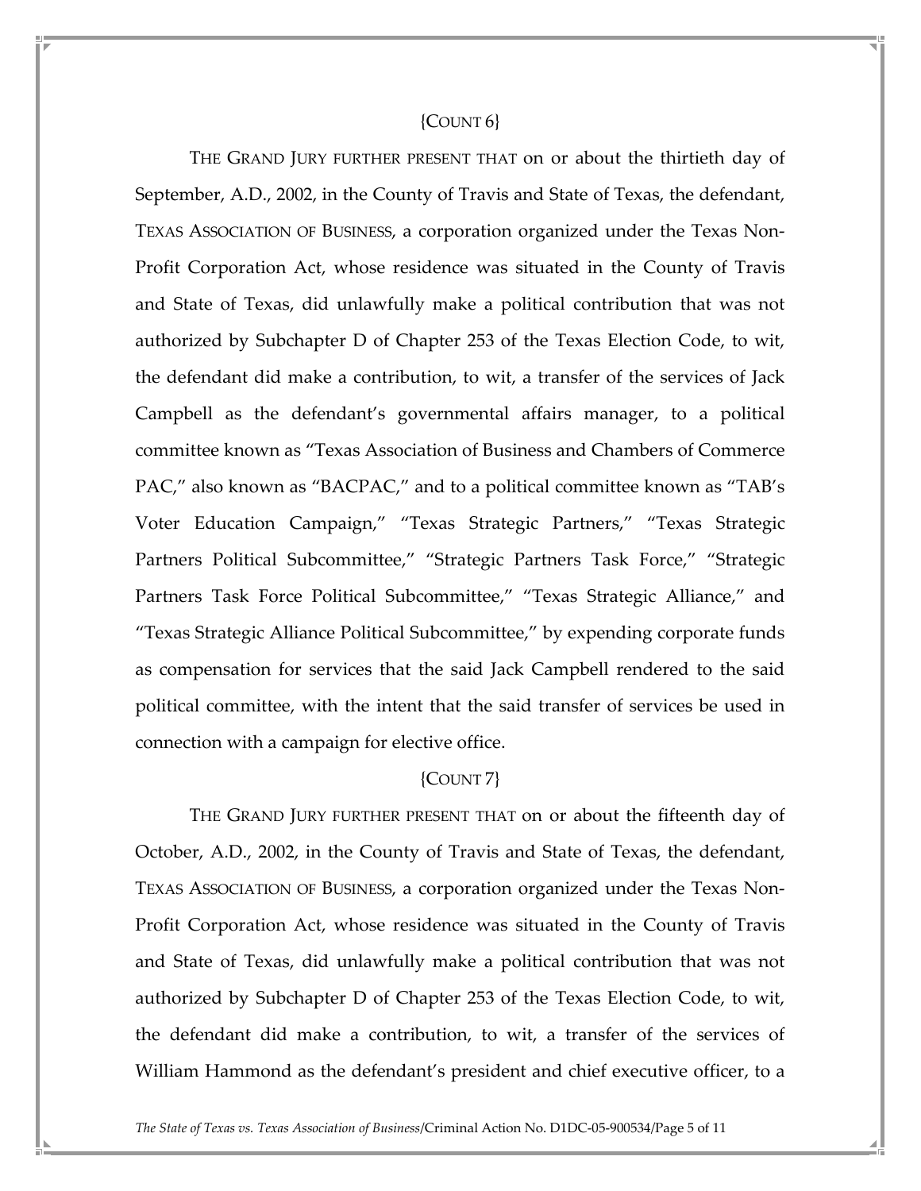{COUNT 6}

THE GRAND JURY FURTHER PRESENT THAT on or about the thirtieth day of September, A.D., 2002, in the County of Travis and State of Texas, the defendant, TEXAS ASSOCIATION OF BUSINESS, a corporation organized under the Texas Non-Profit Corporation Act, whose residence was situated in the County of Travis and State of Texas, did unlawfully make a political contribution that was not authorized by Subchapter D of Chapter 253 of the Texas Election Code, to wit, the defendant did make a contribution, to wit, a transfer of the services of Jack Campbell as the defendant's governmental affairs manager, to a political committee known as "Texas Association of Business and Chambers of Commerce PAC," also known as "BACPAC," and to a political committee known as "TAB's Voter Education Campaign," "Texas Strategic Partners," "Texas Strategic Partners Political Subcommittee," "Strategic Partners Task Force," "Strategic Partners Task Force Political Subcommittee," "Texas Strategic Alliance," and "Texas Strategic Alliance Political Subcommittee," by expending corporate funds as compensation for services that the said Jack Campbell rendered to the said political committee, with the intent that the said transfer of services be used in connection with a campaign for elective office.

{COUNT 7}

THE GRAND JURY FURTHER PRESENT THAT on or about the fifteenth day of October, A.D., 2002, in the County of Travis and State of Texas, the defendant, TEXAS ASSOCIATION OF BUSINESS, a corporation organized under the Texas Non-Profit Corporation Act, whose residence was situated in the County of Travis and State of Texas, did unlawfully make a political contribution that was not authorized by Subchapter D of Chapter 253 of the Texas Election Code, to wit, the defendant did make a contribution, to wit, a transfer of the services of William Hammond as the defendant's president and chief executive officer, to a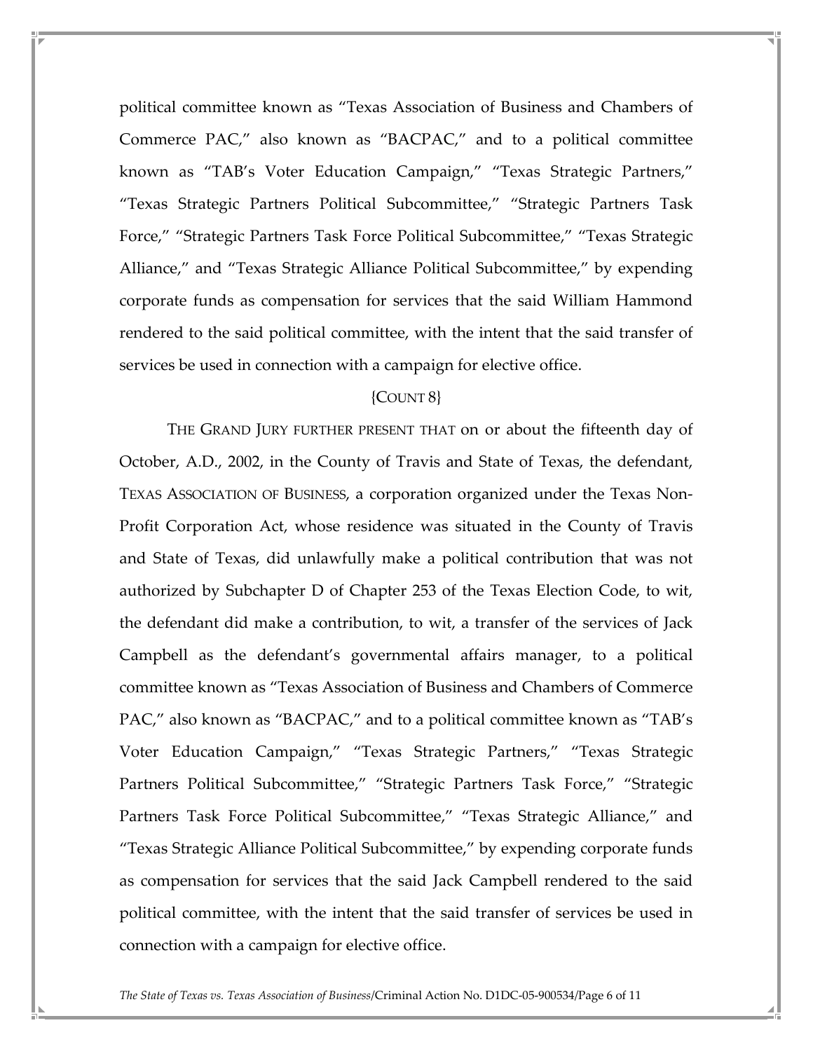political committee known as "Texas Association of Business and Chambers of Commerce PAC," also known as "BACPAC," and to a political committee known as "TAB's Voter Education Campaign," "Texas Strategic Partners," "Texas Strategic Partners Political Subcommittee," "Strategic Partners Task Force," "Strategic Partners Task Force Political Subcommittee," "Texas Strategic Alliance," and "Texas Strategic Alliance Political Subcommittee," by expending corporate funds as compensation for services that the said William Hammond rendered to the said political committee, with the intent that the said transfer of services be used in connection with a campaign for elective office.

{COUNT 8}

THE GRAND JURY FURTHER PRESENT THAT on or about the fifteenth day of October, A.D., 2002, in the County of Travis and State of Texas, the defendant, TEXAS ASSOCIATION OF BUSINESS, a corporation organized under the Texas Non-Profit Corporation Act, whose residence was situated in the County of Travis and State of Texas, did unlawfully make a political contribution that was not authorized by Subchapter D of Chapter 253 of the Texas Election Code, to wit, the defendant did make a contribution, to wit, a transfer of the services of Jack Campbell as the defendant's governmental affairs manager, to a political committee known as "Texas Association of Business and Chambers of Commerce PAC," also known as "BACPAC," and to a political committee known as "TAB's Voter Education Campaign," "Texas Strategic Partners," "Texas Strategic Partners Political Subcommittee," "Strategic Partners Task Force," "Strategic Partners Task Force Political Subcommittee," "Texas Strategic Alliance," and "Texas Strategic Alliance Political Subcommittee," by expending corporate funds as compensation for services that the said Jack Campbell rendered to the said political committee, with the intent that the said transfer of services be used in connection with a campaign for elective office.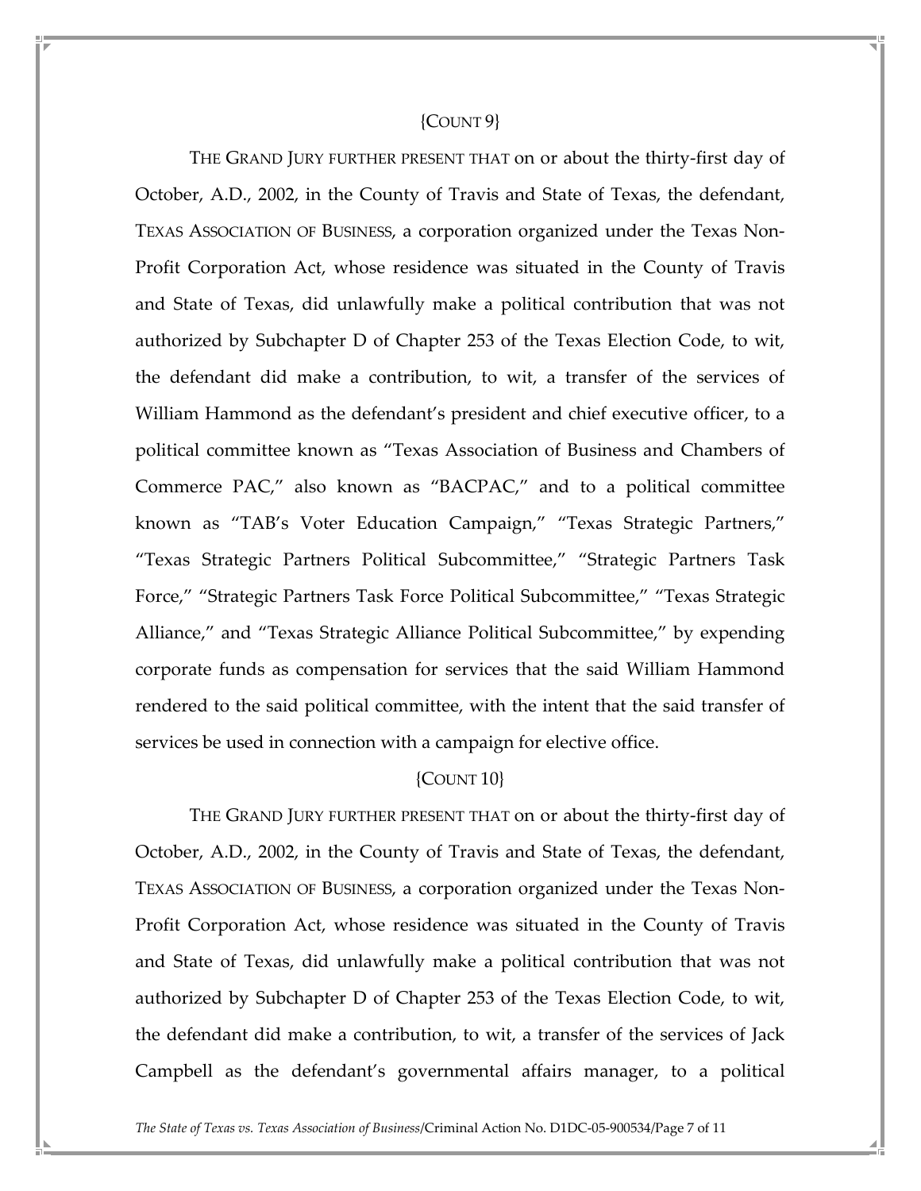{COUNT 9}

THE GRAND JURY FURTHER PRESENT THAT on or about the thirty-first day of October, A.D., 2002, in the County of Travis and State of Texas, the defendant, TEXAS ASSOCIATION OF BUSINESS, a corporation organized under the Texas Non-Profit Corporation Act, whose residence was situated in the County of Travis and State of Texas, did unlawfully make a political contribution that was not authorized by Subchapter D of Chapter 253 of the Texas Election Code, to wit, the defendant did make a contribution, to wit, a transfer of the services of William Hammond as the defendant's president and chief executive officer, to a political committee known as "Texas Association of Business and Chambers of Commerce PAC," also known as "BACPAC," and to a political committee known as "TAB's Voter Education Campaign," "Texas Strategic Partners," "Texas Strategic Partners Political Subcommittee," "Strategic Partners Task Force," "Strategic Partners Task Force Political Subcommittee," "Texas Strategic Alliance," and "Texas Strategic Alliance Political Subcommittee," by expending corporate funds as compensation for services that the said William Hammond rendered to the said political committee, with the intent that the said transfer of services be used in connection with a campaign for elective office.

{COUNT 10}

THE GRAND JURY FURTHER PRESENT THAT on or about the thirty-first day of October, A.D., 2002, in the County of Travis and State of Texas, the defendant, TEXAS ASSOCIATION OF BUSINESS, a corporation organized under the Texas Non-Profit Corporation Act, whose residence was situated in the County of Travis and State of Texas, did unlawfully make a political contribution that was not authorized by Subchapter D of Chapter 253 of the Texas Election Code, to wit, the defendant did make a contribution, to wit, a transfer of the services of Jack Campbell as the defendant's governmental affairs manager, to a political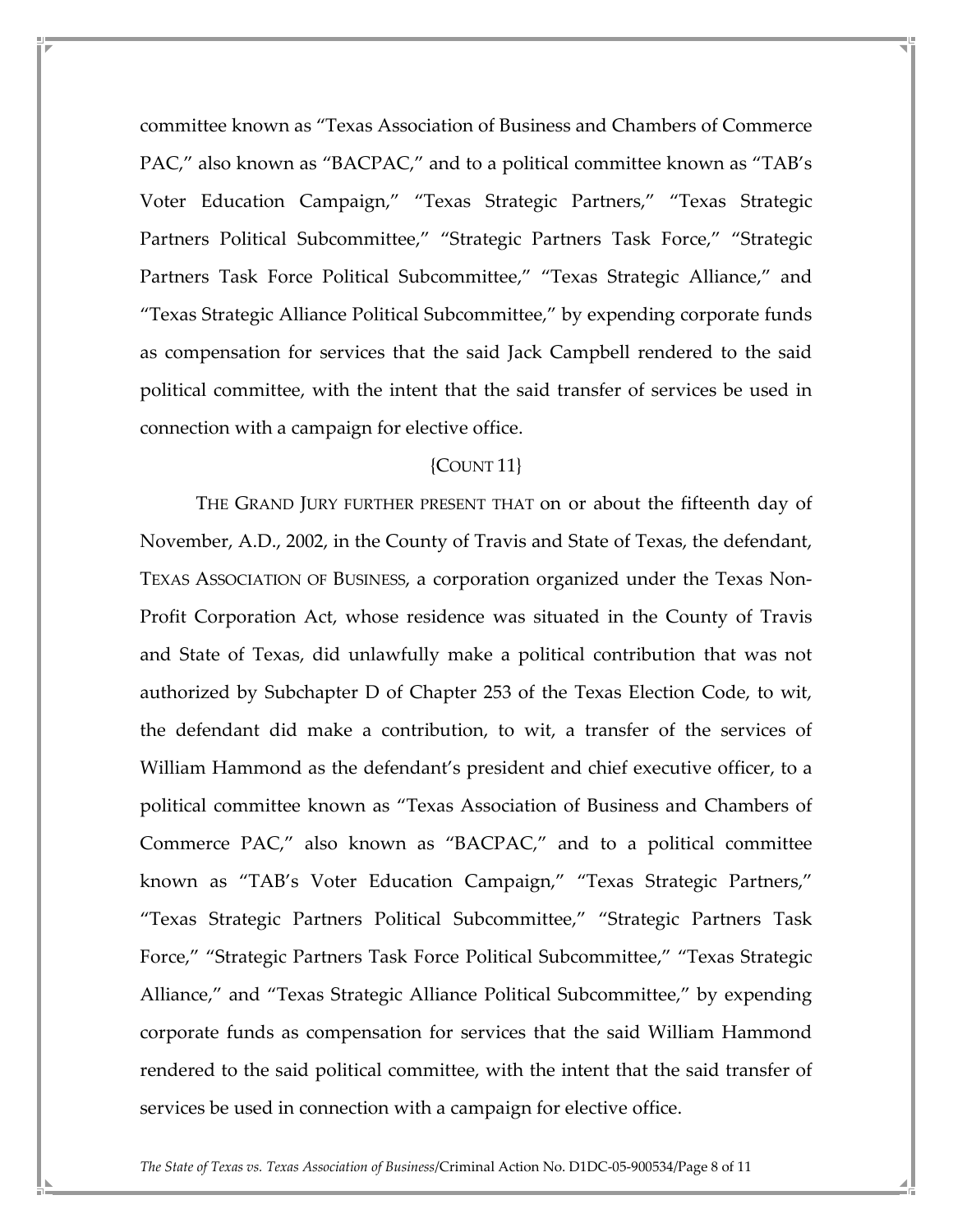committee known as "Texas Association of Business and Chambers of Commerce PAC," also known as "BACPAC," and to a political committee known as "TAB's Voter Education Campaign," "Texas Strategic Partners," "Texas Strategic Partners Political Subcommittee," "Strategic Partners Task Force," "Strategic Partners Task Force Political Subcommittee," "Texas Strategic Alliance," and "Texas Strategic Alliance Political Subcommittee," by expending corporate funds as compensation for services that the said Jack Campbell rendered to the said political committee, with the intent that the said transfer of services be used in connection with a campaign for elective office.

{COUNT 11}

THE GRAND JURY FURTHER PRESENT THAT on or about the fifteenth day of November, A.D., 2002, in the County of Travis and State of Texas, the defendant, TEXAS ASSOCIATION OF BUSINESS, a corporation organized under the Texas Non-Profit Corporation Act, whose residence was situated in the County of Travis and State of Texas, did unlawfully make a political contribution that was not authorized by Subchapter D of Chapter 253 of the Texas Election Code, to wit, the defendant did make a contribution, to wit, a transfer of the services of William Hammond as the defendant's president and chief executive officer, to a political committee known as "Texas Association of Business and Chambers of Commerce PAC," also known as "BACPAC," and to a political committee known as "TAB's Voter Education Campaign," "Texas Strategic Partners," "Texas Strategic Partners Political Subcommittee," "Strategic Partners Task Force," "Strategic Partners Task Force Political Subcommittee," "Texas Strategic Alliance," and "Texas Strategic Alliance Political Subcommittee," by expending corporate funds as compensation for services that the said William Hammond rendered to the said political committee, with the intent that the said transfer of services be used in connection with a campaign for elective office.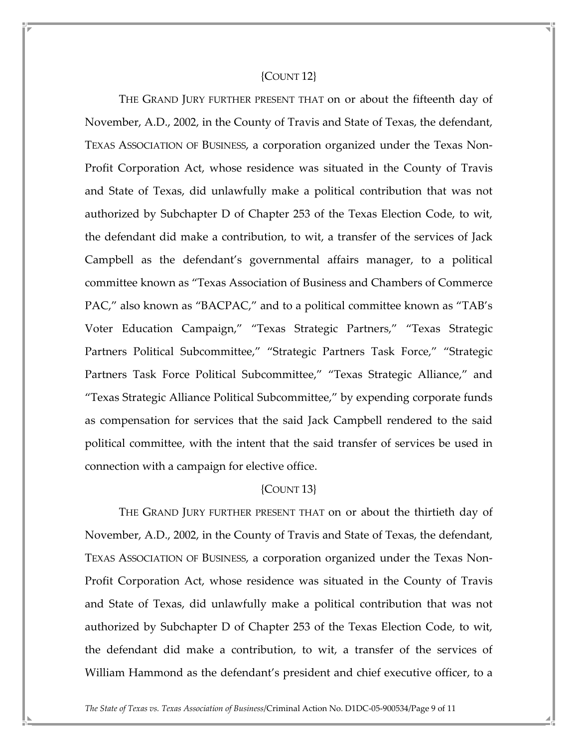{COUNT 12}

THE GRAND JURY FURTHER PRESENT THAT on or about the fifteenth day of November, A.D., 2002, in the County of Travis and State of Texas, the defendant, TEXAS ASSOCIATION OF BUSINESS, a corporation organized under the Texas Non-Profit Corporation Act, whose residence was situated in the County of Travis and State of Texas, did unlawfully make a political contribution that was not authorized by Subchapter D of Chapter 253 of the Texas Election Code, to wit, the defendant did make a contribution, to wit, a transfer of the services of Jack Campbell as the defendant's governmental affairs manager, to a political committee known as "Texas Association of Business and Chambers of Commerce PAC," also known as "BACPAC," and to a political committee known as "TAB's Voter Education Campaign," "Texas Strategic Partners," "Texas Strategic Partners Political Subcommittee," "Strategic Partners Task Force," "Strategic Partners Task Force Political Subcommittee," "Texas Strategic Alliance," and "Texas Strategic Alliance Political Subcommittee," by expending corporate funds as compensation for services that the said Jack Campbell rendered to the said political committee, with the intent that the said transfer of services be used in connection with a campaign for elective office.

{COUNT 13}

THE GRAND JURY FURTHER PRESENT THAT on or about the thirtieth day of November, A.D., 2002, in the County of Travis and State of Texas, the defendant, TEXAS ASSOCIATION OF BUSINESS, a corporation organized under the Texas Non-Profit Corporation Act, whose residence was situated in the County of Travis and State of Texas, did unlawfully make a political contribution that was not authorized by Subchapter D of Chapter 253 of the Texas Election Code, to wit, the defendant did make a contribution, to wit, a transfer of the services of William Hammond as the defendant's president and chief executive officer, to a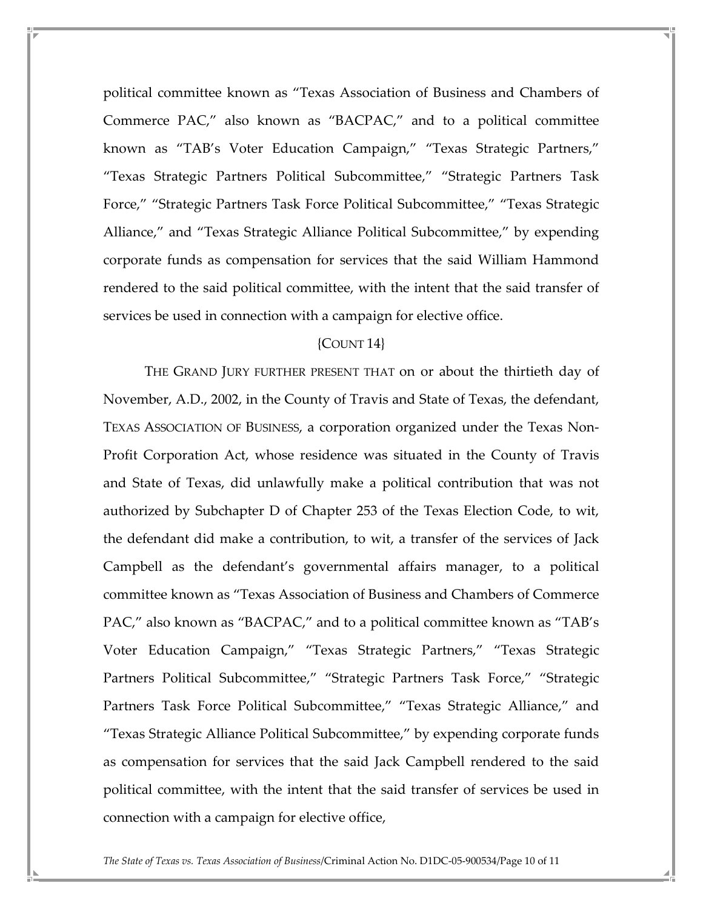political committee known as "Texas Association of Business and Chambers of Commerce PAC," also known as "BACPAC," and to a political committee known as "TAB's Voter Education Campaign," "Texas Strategic Partners," "Texas Strategic Partners Political Subcommittee," "Strategic Partners Task Force," "Strategic Partners Task Force Political Subcommittee," "Texas Strategic Alliance," and "Texas Strategic Alliance Political Subcommittee," by expending corporate funds as compensation for services that the said William Hammond rendered to the said political committee, with the intent that the said transfer of services be used in connection with a campaign for elective office.

{COUNT 14}

THE GRAND JURY FURTHER PRESENT THAT on or about the thirtieth day of November, A.D., 2002, in the County of Travis and State of Texas, the defendant, TEXAS ASSOCIATION OF BUSINESS, a corporation organized under the Texas Non-Profit Corporation Act, whose residence was situated in the County of Travis and State of Texas, did unlawfully make a political contribution that was not authorized by Subchapter D of Chapter 253 of the Texas Election Code, to wit, the defendant did make a contribution, to wit, a transfer of the services of Jack Campbell as the defendant's governmental affairs manager, to a political committee known as "Texas Association of Business and Chambers of Commerce PAC," also known as "BACPAC," and to a political committee known as "TAB's Voter Education Campaign," "Texas Strategic Partners," "Texas Strategic Partners Political Subcommittee," "Strategic Partners Task Force," "Strategic Partners Task Force Political Subcommittee," "Texas Strategic Alliance," and "Texas Strategic Alliance Political Subcommittee," by expending corporate funds as compensation for services that the said Jack Campbell rendered to the said political committee, with the intent that the said transfer of services be used in connection with a campaign for elective office,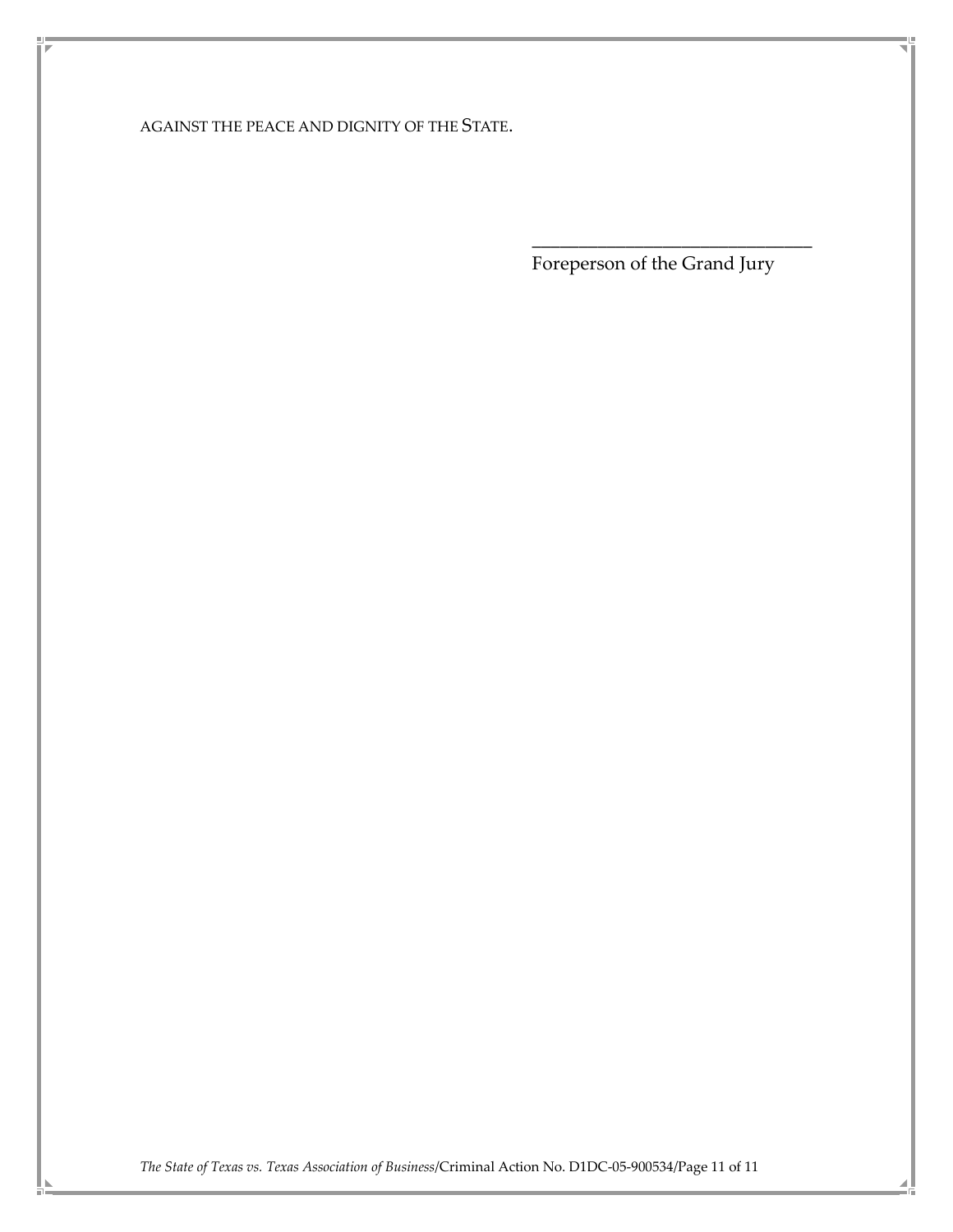AGAINST THE PEACE AND DIGNITY OF THE STATE.

\_\_\_\_\_\_\_\_\_\_\_\_\_\_\_\_\_\_\_\_\_\_\_\_\_\_\_\_\_\_\_\_

Foreperson of the Grand Jury